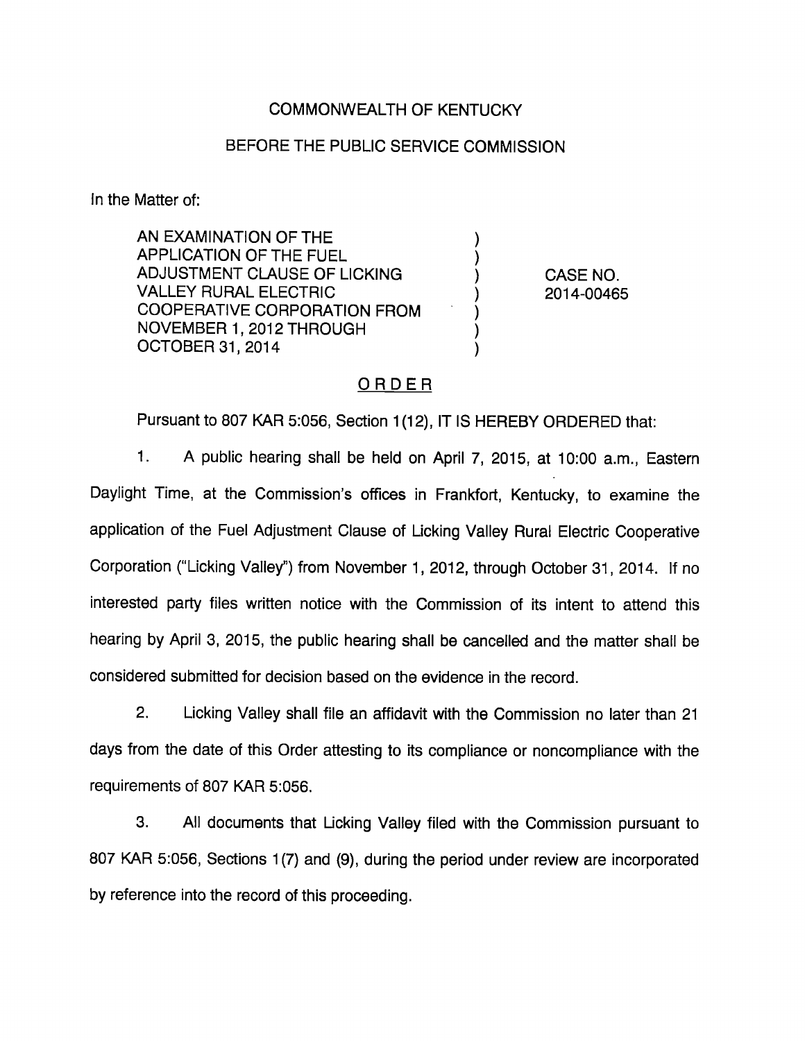COMMONWEALTH OF KENTUCKY

BEFORE THE PUBLIC SERVICE COMMISSION

In the Matter of:

| | | |
|---|---|---|
| AN EXAMINATION OF THE APPLICATION OF THE FUEL ADJUSTMENT CLAUSE OF LICKING VALLEY RURAL ELECTRIC COOPERATIVE CORPORATION FROM NOVEMBER 1, 2012 THROUGH OCTOBER 31, 2014 | ) | CASE NO. 2014-00465 |

## ORDER

Pursuant to 807 KAR 5:056, Section 1(12), IT IS HEREBY ORDERED that:

1. A public hearing shall be held on April 7, 2015, at 10:00 a.m., Eastern Daylight Time, at the Commission's offices in Frankfort, Kentucky, to examine the application of the Fuel Adjustment Clause of Licking Valley Rural Electric Cooperative Corporation ("Licking Valley") from November 1, 2012, through October 31, 2014. If no interested party files written notice with the Commission of its intent to attend this hearing by April 3, 2015, the public hearing shall be cancelled and the matter shall be considered submitted for decision based on the evidence in the record.

2. Licking Valley shall file an affidavit with the Commission no later than 21 days from the date of this Order attesting to its compliance or noncompliance with the requirements of 807 KAR 5:056.

3. All documents that Licking Valley filed with the Commission pursuant to 807 KAR 5:056, Sections 1(7) and (9), during the period under review are incorporated by reference into the record of this proceeding.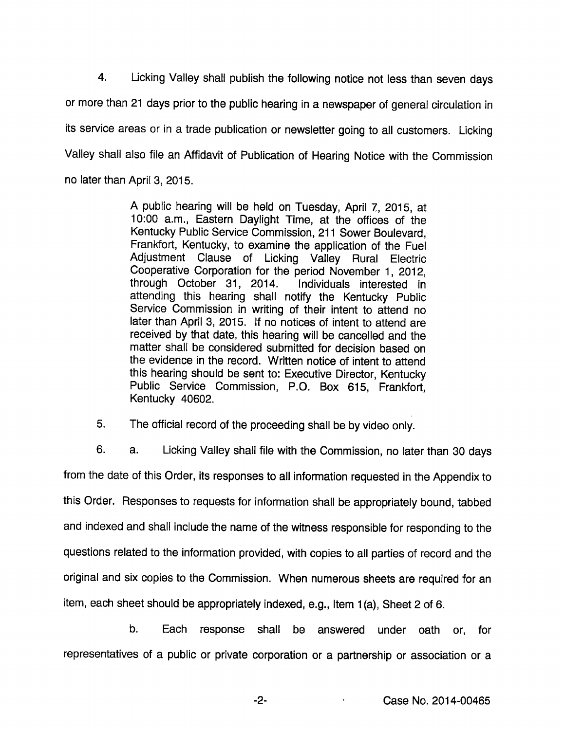4. Licking Valley shall publish the following notice not less than seven days or more than 21 days prior to the public hearing in a newspaper of general circulation in its service areas or in a trade publication or newsletter going to all customers. Licking Valley shall also file an Affidavit of Publication of Hearing Notice with the Commission no later than April 3, 2015.

> A public hearing will be held on Tuesday, April 7, 2015, at 10:00 a.m., Eastern Daylight Time, at the offices of the Kentucky Public Service Commission, 211 Sower Boulevard, Frankfort, Kentucky, to examine the application of the Fuel Adjustment Clause of Licking Valley Rural Electric Cooperative Corporation for the period November 1, 2012, through October 31, 2014. Individuals interested in attending this hearing shall notify the Kentucky Public Service Commission in writing of their intent to attend no later than April 3, 2015. If no notices of intent to attend are received by that date, this hearing will be cancelled and the matter shall be considered submitted for decision based on the evidence in the record. Written notice of intent to attend this hearing should be sent to: Executive Director, Kentucky Public Service Commission, P.O. Box 615, Frankfort, Kentucky 40602.

5. The official record of the proceeding shall be by video only.

6. a. Licking Valley shall file with the Commission, no later than 30 days from the date of this Order, its responses to all information requested in the Appendix to this Order. Responses to requests for information shall be appropriately bound, tabbed and indexed and shall include the name of the witness responsible for responding to the questions related to the information provided, with copies to all parties of record and the original and six copies to the Commission. When numerous sheets are required for an item, each sheet should be appropriately indexed, e.g., Item 1(a), Sheet 2 of 6.

b. Each response shall be answered under oath or, for representatives of a public or private corporation or a partnership or association or a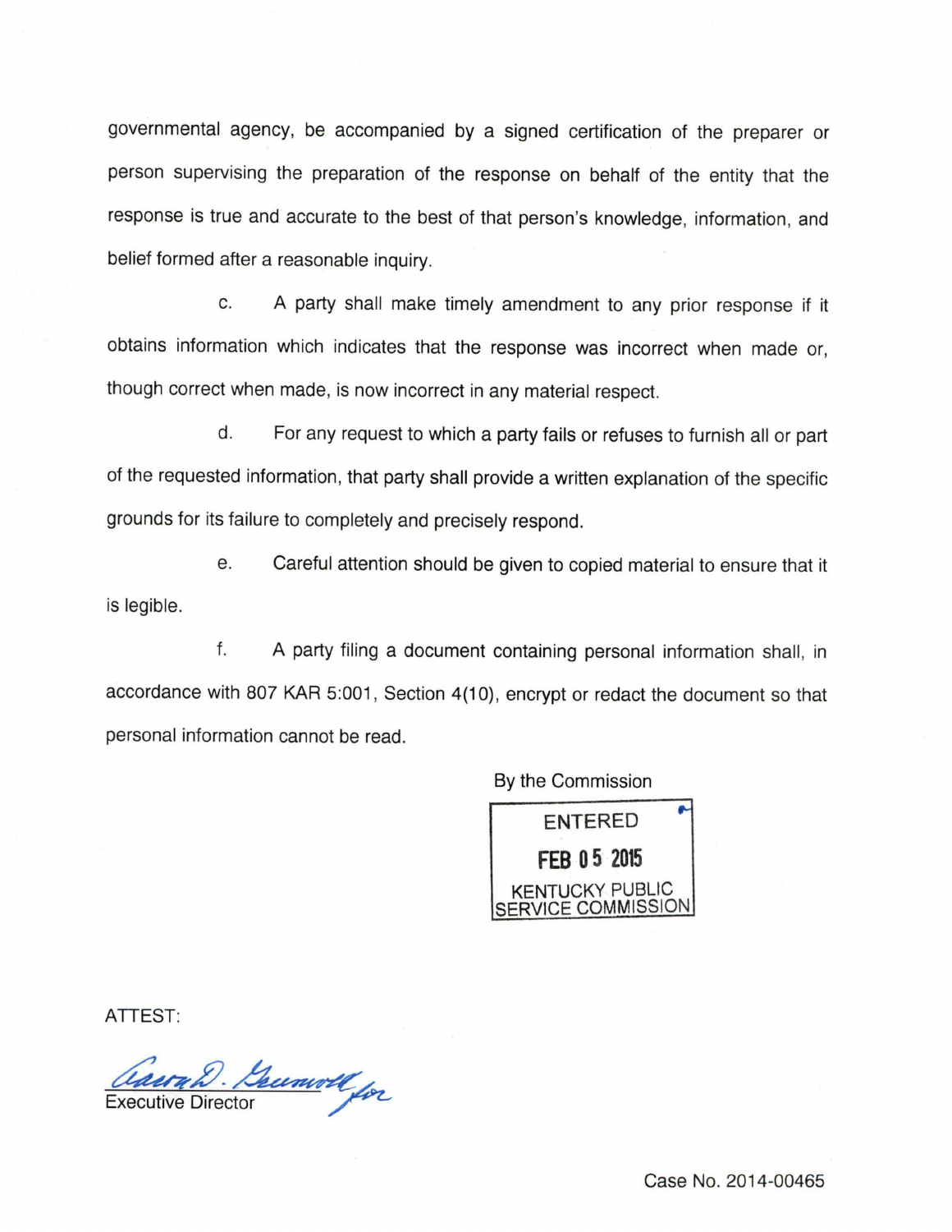governmental agency, be accompanied by a signed certification of the preparer or person supervising the preparation of the response on behalf of the entity that the response is true and accurate to the best of that person's knowledge, information, and belief formed after a reasonable inquiry.

c. A party shall make timely amendment to any prior response if it obtains information which indicates that the response was incorrect when made or, though correct when made, is now incorrect in any material respect.

d. For any request to which a party fails or refuses to furnish all or part of the requested information, that party shall provide a written explanation of the specific grounds for its failure to completely and precisely respond.

e. Careful attention should be given to copied material to ensure that it is legible.

f. A party filing a document containing personal information shall, in accordance with 807 KAR 5:001, Section 4(10), encrypt or redact the document so that personal information cannot be read.

By the Commission

ENTERED
FEB 05 2015
KENTUCKY PUBLIC SERVICE COMMISSION

ATTEST:

Executive Director

Case No. 2014-00465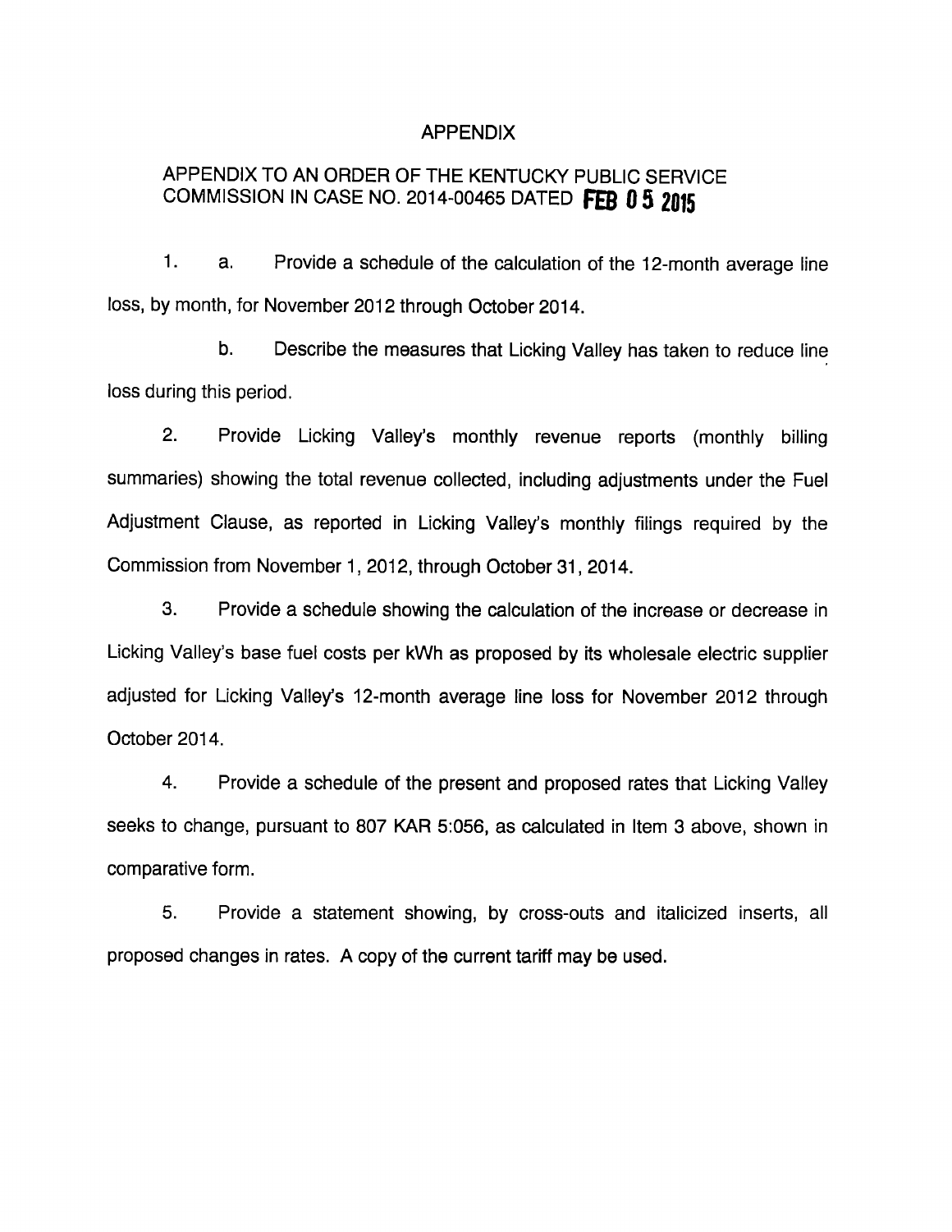# APPENDIX

## APPENDIX TO AN ORDER OF THE KENTUCKY PUBLIC SERVICE COMMISSION IN CASE NO. 2014-00465 DATED FEB 05 2015

1. a. Provide a schedule of the calculation of the 12-month average line loss, by month, for November 2012 through October 2014.

   b. Describe the measures that Licking Valley has taken to reduce line loss during this period.

2. Provide Licking Valley's monthly revenue reports (monthly billing summaries) showing the total revenue collected, including adjustments under the Fuel Adjustment Clause, as reported in Licking Valley's monthly filings required by the Commission from November 1, 2012, through October 31, 2014.

3. Provide a schedule showing the calculation of the increase or decrease in Licking Valley's base fuel costs per kWh as proposed by its wholesale electric supplier adjusted for Licking Valley's 12-month average line loss for November 2012 through October 2014.

4. Provide a schedule of the present and proposed rates that Licking Valley seeks to change, pursuant to 807 KAR 5:056, as calculated in Item 3 above, shown in comparative form.

5. Provide a statement showing, by cross-outs and italicized inserts, all proposed changes in rates. A copy of the current tariff may be used.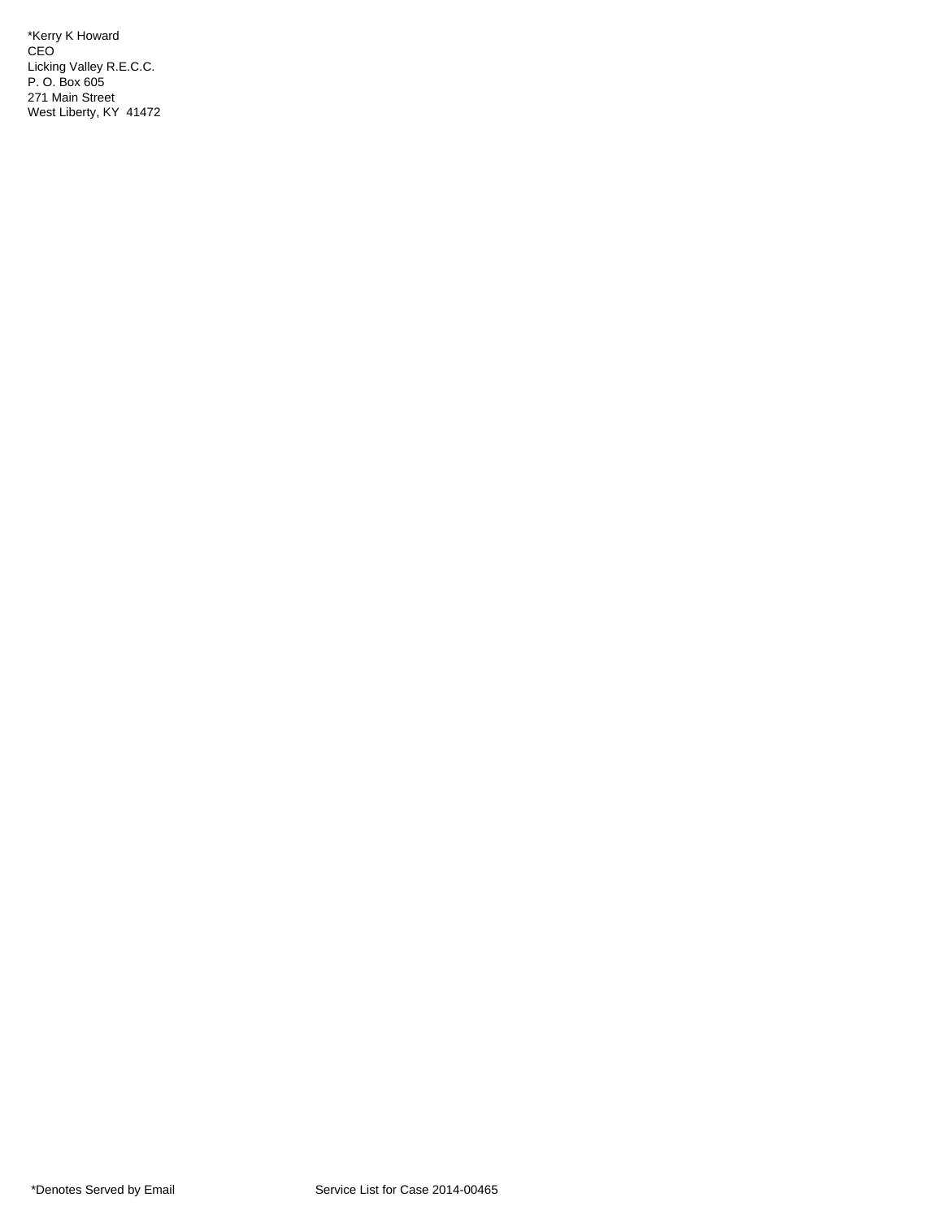*Kerry K Howard
CEO
Licking Valley R.E.C.C.
P. O. Box 605
271 Main Street
West Liberty, KY  41472

*Denotes Served by Email

Service List for Case 2014-00465